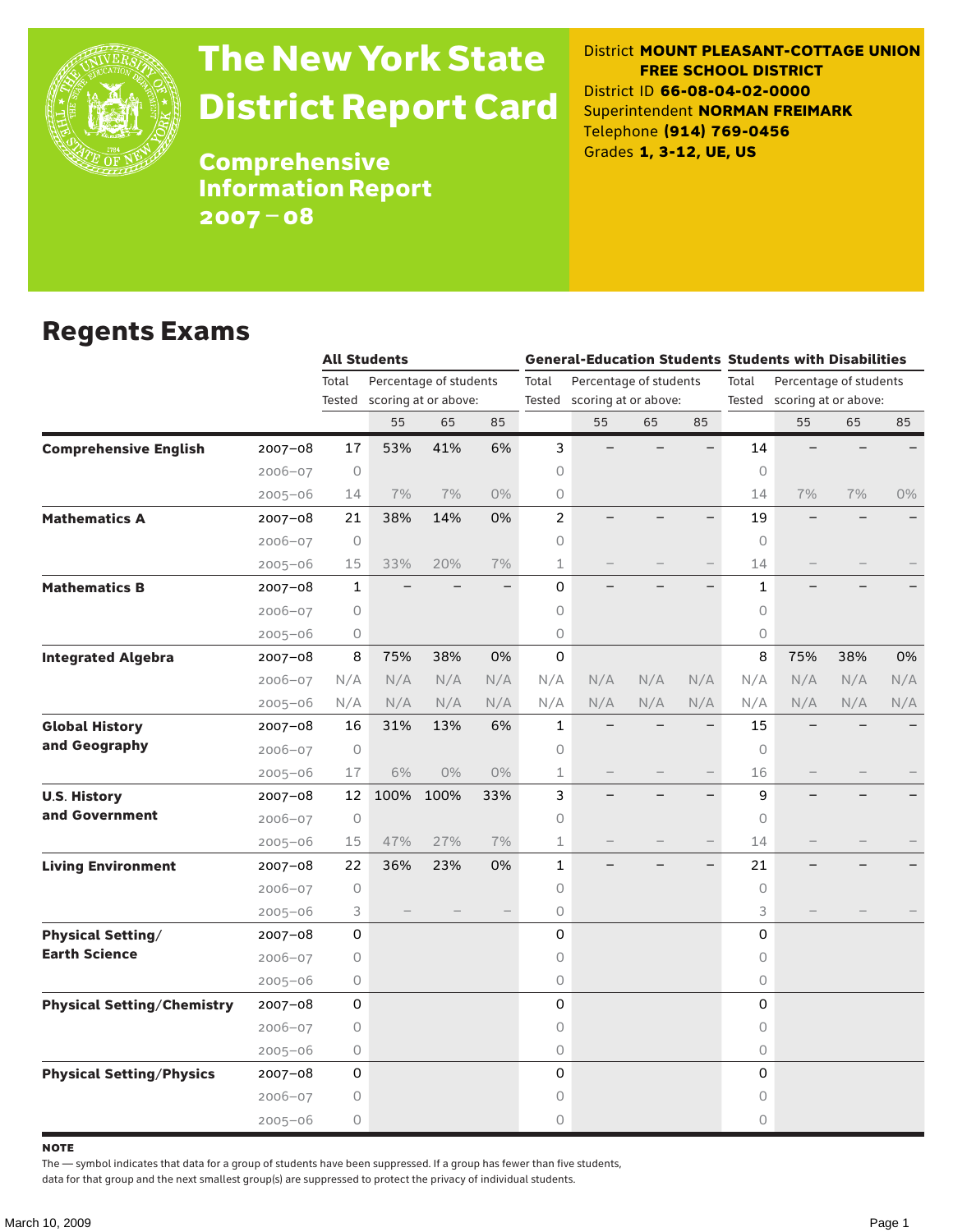# The New York State District Report Card

## Comprehensive Information Report 2007–08

District **MOUNT PLEASANT-COTTAGE UNION FREE SCHOOL DISTRICT**
District ID **66-08-04-02-0000**
Superintendent **NORMAN FREIMARK**
Telephone **(914) 769-0456**
Grades **1, 3-12, UE, US**

## Regents Exams

| | | All Students | | | | General-Education Students | | | | Students with Disabilities | | | |
|---|---|---|---|---|---|---|---|---|---|---|---|---|---|
| | | Total Tested | Percentage of students scoring at or above: | | | Total Tested | Percentage of students scoring at or above: | | | Total Tested | Percentage of students scoring at or above: | | |
| | | | 55 | 65 | 85 | | 55 | 65 | 85 | | 55 | 65 | 85 |
| **Comprehensive English** | 2007–08 | 17 | 53% | 41% | 6% | 3 | – | – | – | 14 | – | – | – |
| | 2006–07 | 0 | | | | 0 | | | | 0 | | | |
| | 2005–06 | 14 | 7% | 7% | 0% | 0 | | | | 14 | 7% | 7% | 0% |
| **Mathematics A** | 2007–08 | 21 | 38% | 14% | 0% | 2 | – | – | – | 19 | – | – | – |
| | 2006–07 | 0 | | | | 0 | | | | 0 | | | |
| | 2005–06 | 15 | 33% | 20% | 7% | 1 | – | – | – | 14 | – | – | – |
| **Mathematics B** | 2007–08 | 1 | – | – | – | 0 | – | – | – | 1 | – | – | – |
| | 2006–07 | 0 | | | | 0 | | | | 0 | | | |
| | 2005–06 | 0 | | | | 0 | | | | 0 | | | |
| **Integrated Algebra** | 2007–08 | 8 | 75% | 38% | 0% | 0 | | | | 8 | 75% | 38% | 0% |
| | 2006–07 | N/A | N/A | N/A | N/A | N/A | N/A | N/A | N/A | N/A | N/A | N/A | N/A |
| | 2005–06 | N/A | N/A | N/A | N/A | N/A | N/A | N/A | N/A | N/A | N/A | N/A | N/A |
| **Global History and Geography** | 2007–08 | 16 | 31% | 13% | 6% | 1 | – | – | – | 15 | – | – | – |
| | 2006–07 | 0 | | | | 0 | | | | 0 | | | |
| | 2005–06 | 17 | 6% | 0% | 0% | 1 | – | – | – | 16 | – | – | – |
| **U.S. History and Government** | 2007–08 | 12 | 100% | 100% | 33% | 3 | – | – | – | 9 | – | – | – |
| | 2006–07 | 0 | | | | 0 | | | | 0 | | | |
| | 2005–06 | 15 | 47% | 27% | 7% | 1 | – | – | – | 14 | – | – | – |
| **Living Environment** | 2007–08 | 22 | 36% | 23% | 0% | 1 | – | – | – | 21 | – | – | – |
| | 2006–07 | 0 | | | | 0 | | | | 0 | | | |
| | 2005–06 | 3 | – | – | – | 0 | | | | 3 | – | – | – |
| **Physical Setting/ Earth Science** | 2007–08 | 0 | | | | 0 | | | | 0 | | | |
| | 2006–07 | 0 | | | | 0 | | | | 0 | | | |
| | 2005–06 | 0 | | | | 0 | | | | 0 | | | |
| **Physical Setting/Chemistry** | 2007–08 | 0 | | | | 0 | | | | 0 | | | |
| | 2006–07 | 0 | | | | 0 | | | | 0 | | | |
| | 2005–06 | 0 | | | | 0 | | | | 0 | | | |
| **Physical Setting/Physics** | 2007–08 | 0 | | | | 0 | | | | 0 | | | |
| | 2006–07 | 0 | | | | 0 | | | | 0 | | | |
| | 2005–06 | 0 | | | | 0 | | | | 0 | | | |

**NOTE**

The — symbol indicates that data for a group of students have been suppressed. If a group has fewer than five students, data for that group and the next smallest group(s) are suppressed to protect the privacy of individual students.

March 10, 2009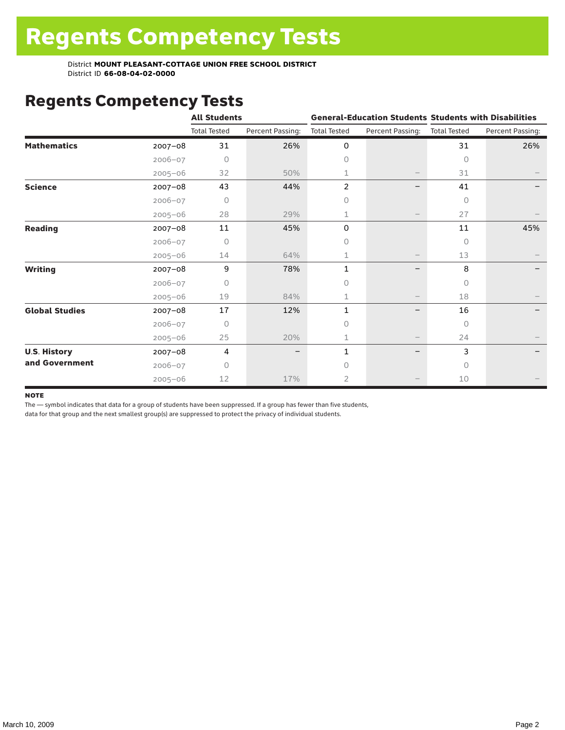// Regents Competency Tests

District **MOUNT PLEASANT-COTTAGE UNION FREE SCHOOL DISTRICT**
District ID **66-08-04-02-0000**

## Regents Competency Tests

| | | All Students | | General-Education Students | | Students with Disabilities | |
|---|---|---|---|---|---|---|---|
| | | Total Tested | Percent Passing: | Total Tested | Percent Passing: | Total Tested | Percent Passing: |
| **Mathematics** | 2007–08 | 31 | 26% | 0 | | 31 | 26% |
| | 2006–07 | 0 | | 0 | | 0 | |
| | 2005–06 | 32 | 50% | 1 | – | 31 | – |
| **Science** | 2007–08 | 43 | 44% | 2 | – | 41 | – |
| | 2006–07 | 0 | | 0 | | 0 | |
| | 2005–06 | 28 | 29% | 1 | – | 27 | – |
| **Reading** | 2007–08 | 11 | 45% | 0 | | 11 | 45% |
| | 2006–07 | 0 | | 0 | | 0 | |
| | 2005–06 | 14 | 64% | 1 | – | 13 | – |
| **Writing** | 2007–08 | 9 | 78% | 1 | – | 8 | – |
| | 2006–07 | 0 | | 0 | | 0 | |
| | 2005–06 | 19 | 84% | 1 | – | 18 | – |
| **Global Studies** | 2007–08 | 17 | 12% | 1 | – | 16 | – |
| | 2006–07 | 0 | | 0 | | 0 | |
| | 2005–06 | 25 | 20% | 1 | – | 24 | – |
| **U.S. History and Government** | 2007–08 | 4 | – | 1 | – | 3 | – |
| | 2006–07 | 0 | | 0 | | 0 | |
| | 2005–06 | 12 | 17% | 2 | – | 10 | – |

**NOTE**

The — symbol indicates that data for a group of students have been suppressed. If a group has fewer than five students, data for that group and the next smallest group(s) are suppressed to protect the privacy of individual students.

March 10, 2009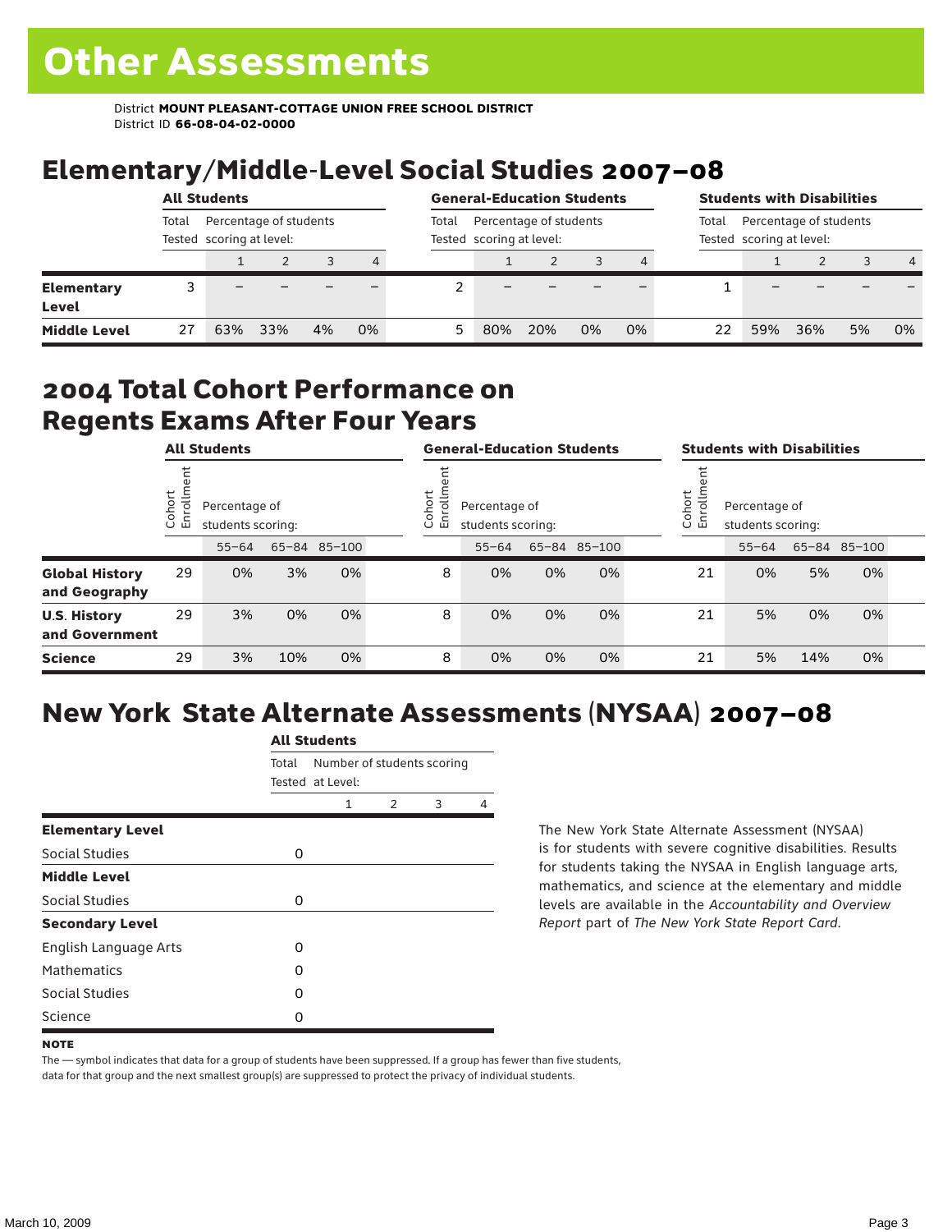# Other Assessments

District **MOUNT PLEASANT-COTTAGE UNION FREE SCHOOL DISTRICT**
District ID **66-08-04-02-0000**

## Elementary/Middle-Level Social Studies 2007–08

| | All Students | | | | | General-Education Students | | | | | Students with Disabilities | | | | |
|---|---|---|---|---|---|---|---|---|---|---|---|---|---|---|---|
| | Total Tested | Percentage of students scoring at level: | | | | Total Tested | Percentage of students scoring at level: | | | | Total Tested | Percentage of students scoring at level: | | | |
| | | 1 | 2 | 3 | 4 | | 1 | 2 | 3 | 4 | | 1 | 2 | 3 | 4 |
| **Elementary Level** | 3 | – | – | – | – | 2 | – | – | – | – | 1 | – | – | – | – |
| **Middle Level** | 27 | 63% | 33% | 4% | 0% | 5 | 80% | 20% | 0% | 0% | 22 | 59% | 36% | 5% | 0% |

## 2004 Total Cohort Performance on Regents Exams After Four Years

| | All Students | | | | General-Education Students | | | | Students with Disabilities | | | |
|---|---|---|---|---|---|---|---|---|---|---|---|---|
| | Cohort Enrollment | Percentage of students scoring: | | | Cohort Enrollment | Percentage of students scoring: | | | Cohort Enrollment | Percentage of students scoring: | | |
| | | 55–64 | 65–84 | 85–100 | | 55–64 | 65–84 | 85–100 | | 55–64 | 65–84 | 85–100 |
| **Global History and Geography** | 29 | 0% | 3% | 0% | 8 | 0% | 0% | 0% | 21 | 0% | 5% | 0% |
| **U.S. History and Government** | 29 | 3% | 0% | 0% | 8 | 0% | 0% | 0% | 21 | 5% | 0% | 0% |
| **Science** | 29 | 3% | 10% | 0% | 8 | 0% | 0% | 0% | 21 | 5% | 14% | 0% |

## New York State Alternate Assessments (NYSAA) 2007–08

| | All Students | | | | |
|---|---|---|---|---|---|
| | Total Tested | Number of students scoring at Level: | | | |
| | | 1 | 2 | 3 | 4 |
| **Elementary Level** | | | | | |
| Social Studies | 0 | | | | |
| **Middle Level** | | | | | |
| Social Studies | 0 | | | | |
| **Secondary Level** | | | | | |
| English Language Arts | 0 | | | | |
| Mathematics | 0 | | | | |
| Social Studies | 0 | | | | |
| Science | 0 | | | | |

The New York State Alternate Assessment (NYSAA) is for students with severe cognitive disabilities. Results for students taking the NYSAA in English language arts, mathematics, and science at the elementary and middle levels are available in the *Accountability and Overview Report* part of *The New York State Report Card*.

**NOTE**

The — symbol indicates that data for a group of students have been suppressed. If a group has fewer than five students, data for that group and the next smallest group(s) are suppressed to protect the privacy of individual students.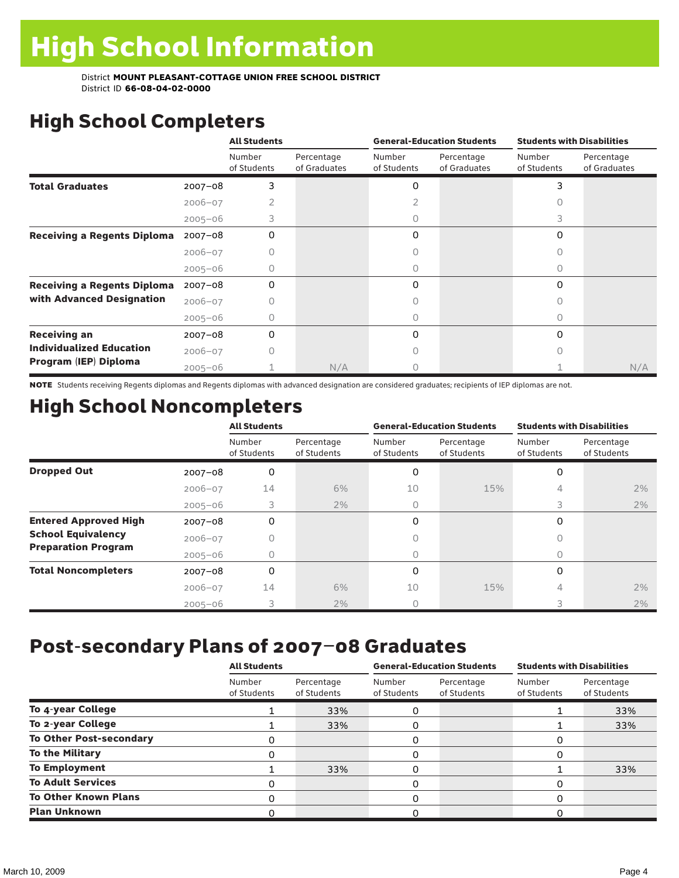# High School Information

District **MOUNT PLEASANT-COTTAGE UNION FREE SCHOOL DISTRICT**
District ID **66-08-04-02-0000**

## High School Completers

| | | All Students | | General-Education Students | | Students with Disabilities | |
|---|---|---|---|---|---|---|---|
| | | Number of Students | Percentage of Graduates | Number of Students | Percentage of Graduates | Number of Students | Percentage of Graduates |
| **Total Graduates** | 2007–08 | 3 | | 0 | | 3 | |
| | 2006–07 | 2 | | 2 | | 0 | |
| | 2005–06 | 3 | | 0 | | 3 | |
| **Receiving a Regents Diploma** | 2007–08 | 0 | | 0 | | 0 | |
| | 2006–07 | 0 | | 0 | | 0 | |
| | 2005–06 | 0 | | 0 | | 0 | |
| **Receiving a Regents Diploma with Advanced Designation** | 2007–08 | 0 | | 0 | | 0 | |
| | 2006–07 | 0 | | 0 | | 0 | |
| | 2005–06 | 0 | | 0 | | 0 | |
| **Receiving an Individualized Education Program (IEP) Diploma** | 2007–08 | 0 | | 0 | | 0 | |
| | 2006–07 | 0 | | 0 | | 0 | |
| | 2005–06 | 1 | N/A | 0 | | 1 | N/A |

**NOTE** Students receiving Regents diplomas and Regents diplomas with advanced designation are considered graduates; recipients of IEP diplomas are not.

## High School Noncompleters

| | | All Students | | General-Education Students | | Students with Disabilities | |
|---|---|---|---|---|---|---|---|
| | | Number of Students | Percentage of Students | Number of Students | Percentage of Students | Number of Students | Percentage of Students |
| **Dropped Out** | 2007–08 | 0 | | 0 | | 0 | |
| | 2006–07 | 14 | 6% | 10 | 15% | 4 | 2% |
| | 2005–06 | 3 | 2% | 0 | | 3 | 2% |
| **Entered Approved High School Equivalency Preparation Program** | 2007–08 | 0 | | 0 | | 0 | |
| | 2006–07 | 0 | | 0 | | 0 | |
| | 2005–06 | 0 | | 0 | | 0 | |
| **Total Noncompleters** | 2007–08 | 0 | | 0 | | 0 | |
| | 2006–07 | 14 | 6% | 10 | 15% | 4 | 2% |
| | 2005–06 | 3 | 2% | 0 | | 3 | 2% |

## Post-secondary Plans of 2007–08 Graduates

| | All Students | | General-Education Students | | Students with Disabilities | |
|---|---|---|---|---|---|---|
| | Number of Students | Percentage of Students | Number of Students | Percentage of Students | Number of Students | Percentage of Students |
| **To 4-year College** | 1 | 33% | 0 | | 1 | 33% |
| **To 2-year College** | 1 | 33% | 0 | | 1 | 33% |
| **To Other Post-secondary** | 0 | | 0 | | 0 | |
| **To the Military** | 0 | | 0 | | 0 | |
| **To Employment** | 1 | 33% | 0 | | 1 | 33% |
| **To Adult Services** | 0 | | 0 | | 0 | |
| **To Other Known Plans** | 0 | | 0 | | 0 | |
| **Plan Unknown** | 0 | | 0 | | 0 | |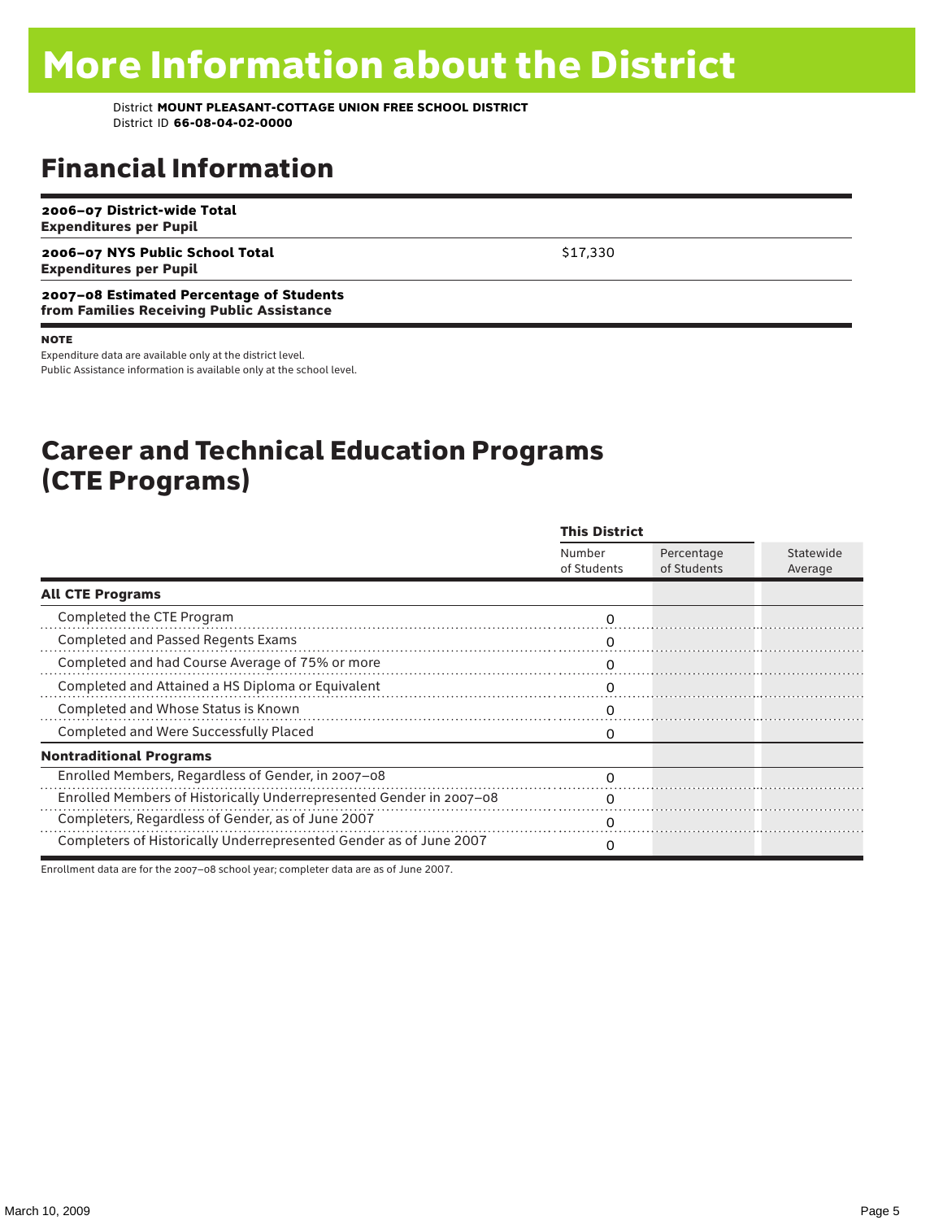# More Information about the District

District **MOUNT PLEASANT-COTTAGE UNION FREE SCHOOL DISTRICT**
District ID **66-08-04-02-0000**

## Financial Information

| | |
|---|---|
| **2006–07 District-wide Total Expenditures per Pupil** | |
| **2006–07 NYS Public School Total Expenditures per Pupil** | $17,330 |
| **2007–08 Estimated Percentage of Students from Families Receiving Public Assistance** | |

**NOTE**

Expenditure data are available only at the district level.
Public Assistance information is available only at the school level.

## Career and Technical Education Programs (CTE Programs)

| | This District | | |
|---|---|---|---|
| | Number of Students | Percentage of Students | Statewide Average |
| **All CTE Programs** | | | |
| Completed the CTE Program | 0 | | |
| Completed and Passed Regents Exams | 0 | | |
| Completed and had Course Average of 75% or more | 0 | | |
| Completed and Attained a HS Diploma or Equivalent | 0 | | |
| Completed and Whose Status is Known | 0 | | |
| Completed and Were Successfully Placed | 0 | | |
| **Nontraditional Programs** | | | |
| Enrolled Members, Regardless of Gender, in 2007–08 | 0 | | |
| Enrolled Members of Historically Underrepresented Gender in 2007–08 | 0 | | |
| Completers, Regardless of Gender, as of June 2007 | 0 | | |
| Completers of Historically Underrepresented Gender as of June 2007 | 0 | | |

Enrollment data are for the 2007–08 school year; completer data are as of June 2007.

March 10, 2009